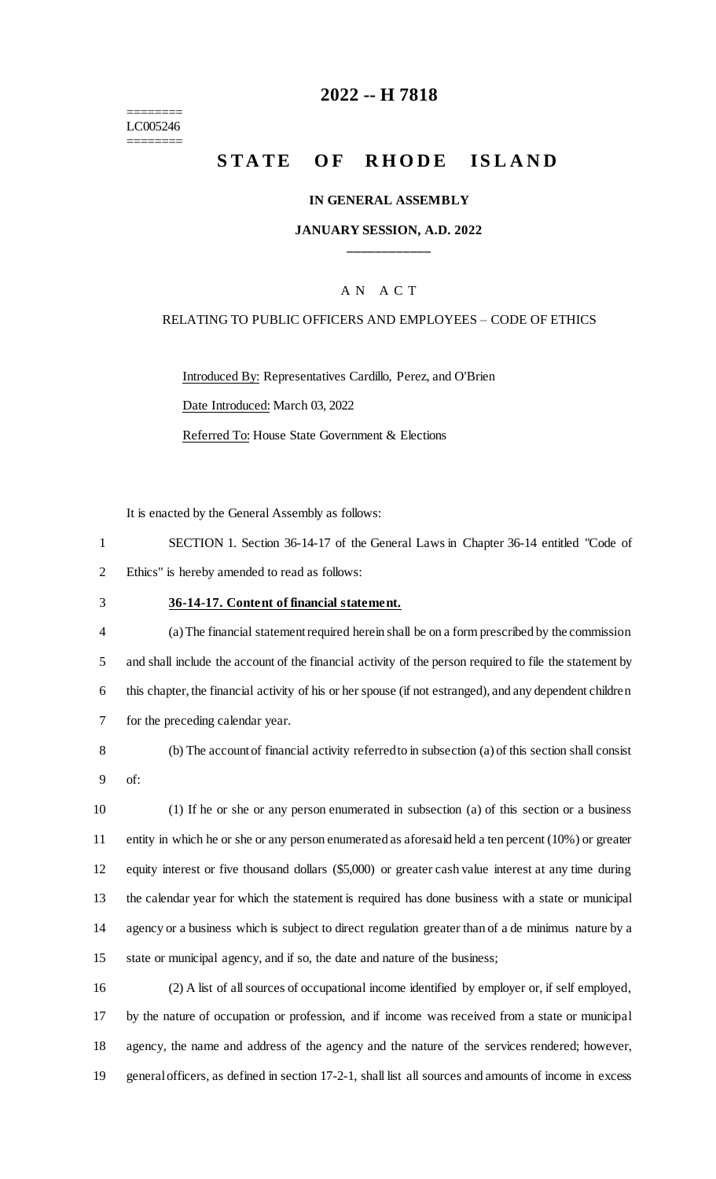========
LC005246
========

# 2022 -- H 7818

# STATE OF RHODE ISLAND

**IN GENERAL ASSEMBLY**

**JANUARY SESSION, A.D. 2022**

____________

A N A C T

RELATING TO PUBLIC OFFICERS AND EMPLOYEES – CODE OF ETHICS

Introduced By: Representatives Cardillo, Perez, and O'Brien

Date Introduced: March 03, 2022

Referred To: House State Government & Elections

It is enacted by the General Assembly as follows:

SECTION 1. Section 36-14-17 of the General Laws in Chapter 36-14 entitled "Code of Ethics" is hereby amended to read as follows:

**36-14-17. Content of financial statement.**

(a) The financial statement required herein shall be on a form prescribed by the commission and shall include the account of the financial activity of the person required to file the statement by this chapter, the financial activity of his or her spouse (if not estranged), and any dependent children for the preceding calendar year.

(b) The account of financial activity referred to in subsection (a) of this section shall consist of:

(1) If he or she or any person enumerated in subsection (a) of this section or a business entity in which he or she or any person enumerated as aforesaid held a ten percent (10%) or greater equity interest or five thousand dollars ($5,000) or greater cash value interest at any time during the calendar year for which the statement is required has done business with a state or municipal agency or a business which is subject to direct regulation greater than of a de minimus nature by a state or municipal agency, and if so, the date and nature of the business;

(2) A list of all sources of occupational income identified by employer or, if self employed, by the nature of occupation or profession, and if income was received from a state or municipal agency, the name and address of the agency and the nature of the services rendered; however, general officers, as defined in section 17-2-1, shall list all sources and amounts of income in excess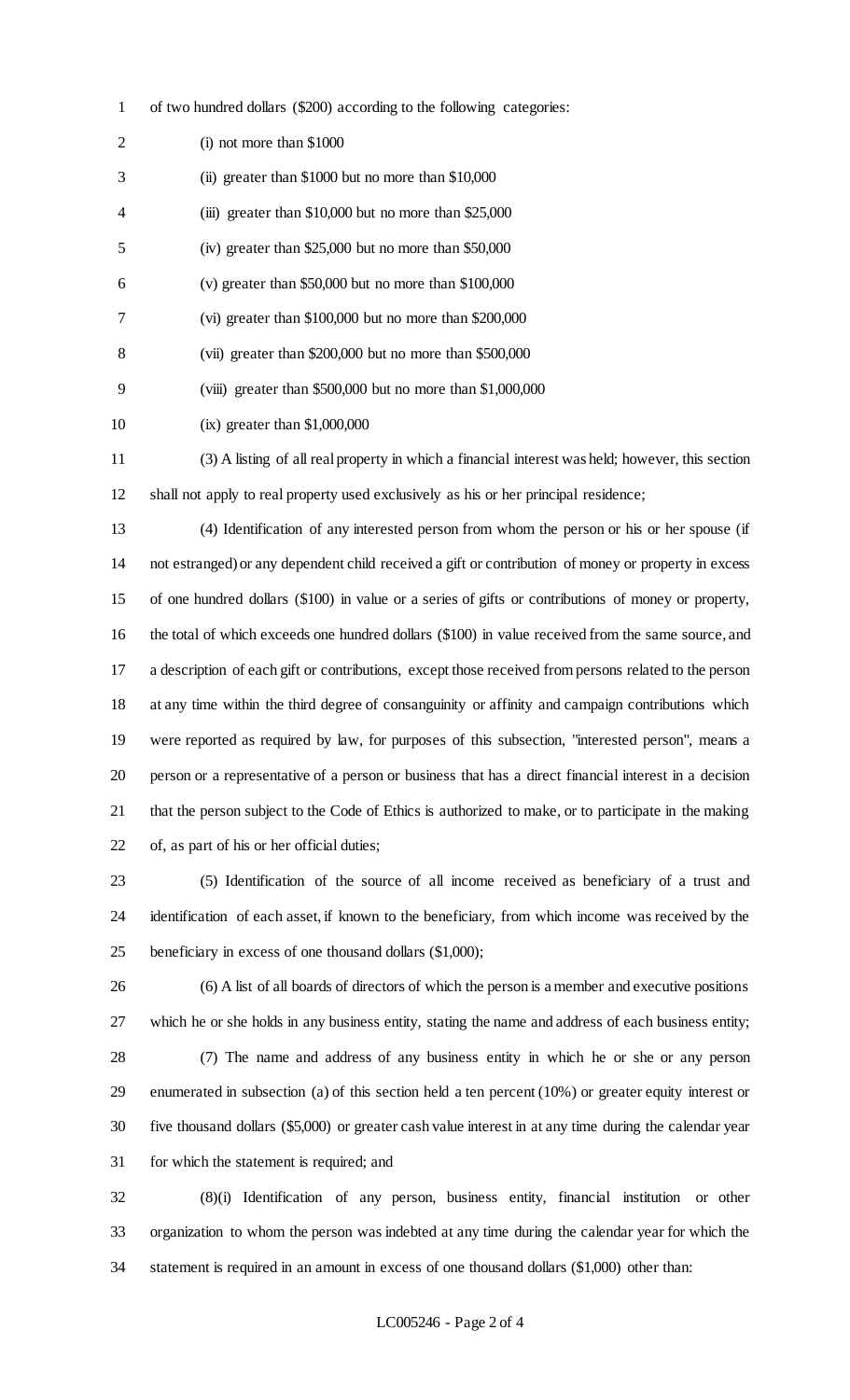of two hundred dollars ($200) according to the following categories:

(i) not more than $1000

(ii) greater than $1000 but no more than $10,000

(iii) greater than $10,000 but no more than $25,000

(iv) greater than $25,000 but no more than $50,000

(v) greater than $50,000 but no more than $100,000

(vi) greater than $100,000 but no more than $200,000

(vii) greater than $200,000 but no more than $500,000

(viii) greater than $500,000 but no more than $1,000,000

(ix) greater than $1,000,000

(3) A listing of all real property in which a financial interest was held; however, this section shall not apply to real property used exclusively as his or her principal residence;

(4) Identification of any interested person from whom the person or his or her spouse (if not estranged) or any dependent child received a gift or contribution of money or property in excess of one hundred dollars ($100) in value or a series of gifts or contributions of money or property, the total of which exceeds one hundred dollars ($100) in value received from the same source, and a description of each gift or contributions, except those received from persons related to the person at any time within the third degree of consanguinity or affinity and campaign contributions which were reported as required by law, for purposes of this subsection, "interested person", means a person or a representative of a person or business that has a direct financial interest in a decision that the person subject to the Code of Ethics is authorized to make, or to participate in the making of, as part of his or her official duties;

(5) Identification of the source of all income received as beneficiary of a trust and identification of each asset, if known to the beneficiary, from which income was received by the beneficiary in excess of one thousand dollars ($1,000);

(6) A list of all boards of directors of which the person is a member and executive positions which he or she holds in any business entity, stating the name and address of each business entity;

(7) The name and address of any business entity in which he or she or any person enumerated in subsection (a) of this section held a ten percent (10%) or greater equity interest or five thousand dollars ($5,000) or greater cash value interest in at any time during the calendar year for which the statement is required; and

(8)(i) Identification of any person, business entity, financial institution or other organization to whom the person was indebted at any time during the calendar year for which the statement is required in an amount in excess of one thousand dollars ($1,000) other than: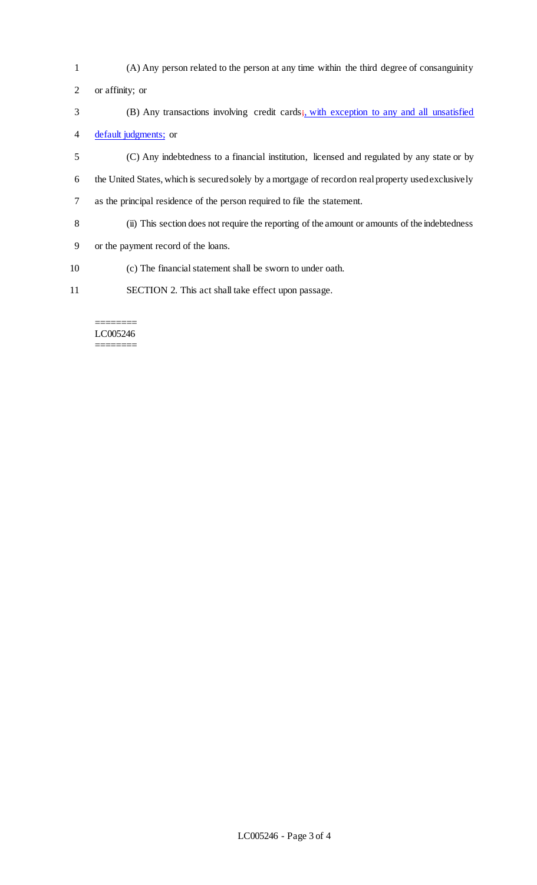(A) Any person related to the person at any time within the third degree of consanguinity or affinity; or

(B) Any transactions involving credit cards~~;~~, with exception to any and all unsatisfied default judgments; or

(C) Any indebtedness to a financial institution, licensed and regulated by any state or by the United States, which is secured solely by a mortgage of record on real property used exclusively as the principal residence of the person required to file the statement.

(ii) This section does not require the reporting of the amount or amounts of the indebtedness or the payment record of the loans.

(c) The financial statement shall be sworn to under oath.

SECTION 2. This act shall take effect upon passage.

========
LC005246
========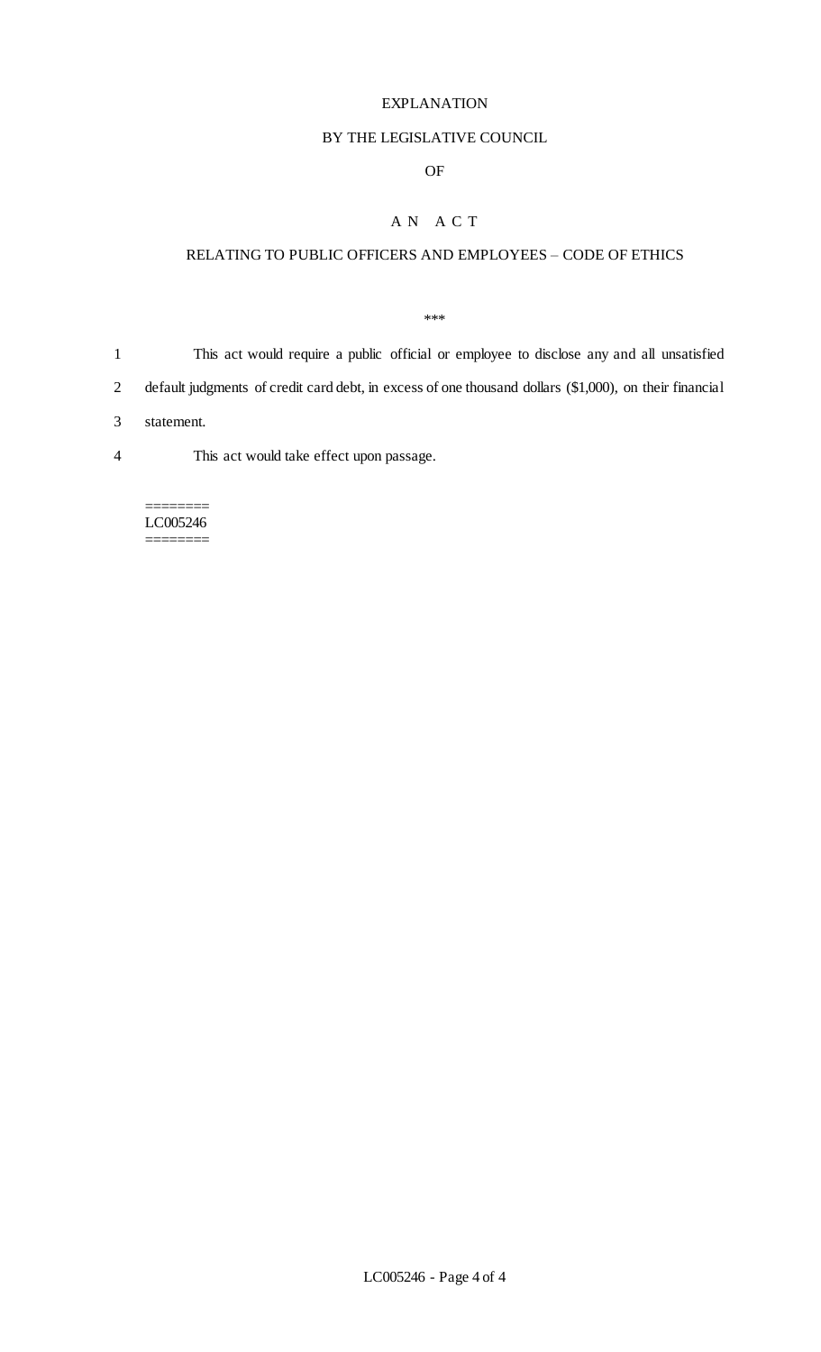EXPLANATION

BY THE LEGISLATIVE COUNCIL

OF

A N A C T

RELATING TO PUBLIC OFFICERS AND EMPLOYEES – CODE OF ETHICS

\*\*\*

This act would require a public official or employee to disclose any and all unsatisfied default judgments of credit card debt, in excess of one thousand dollars ($1,000), on their financial statement.

This act would take effect upon passage.

========
LC005246
========